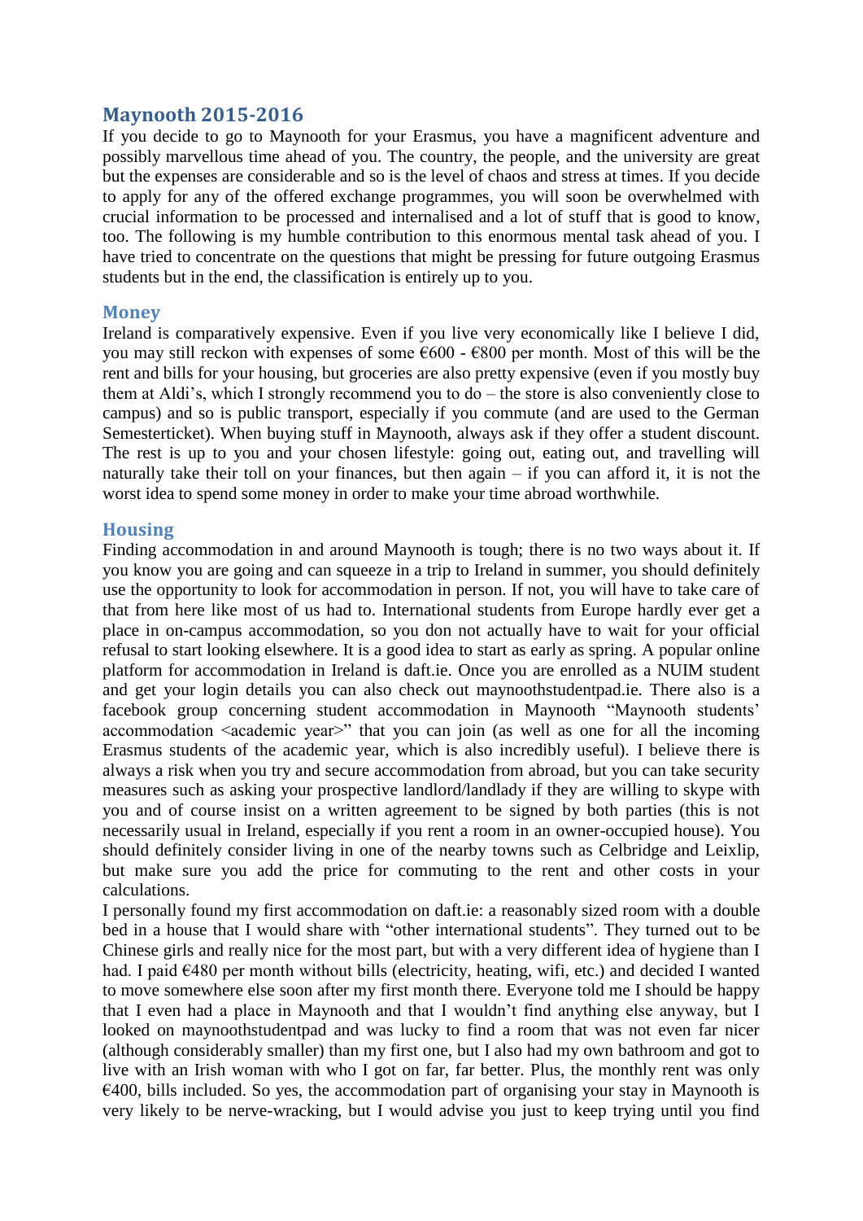## Maynooth 2015-2016

If you decide to go to Maynooth for your Erasmus, you have a magnificent adventure and possibly marvellous time ahead of you. The country, the people, and the university are great but the expenses are considerable and so is the level of chaos and stress at times. If you decide to apply for any of the offered exchange programmes, you will soon be overwhelmed with crucial information to be processed and internalised and a lot of stuff that is good to know, too. The following is my humble contribution to this enormous mental task ahead of you. I have tried to concentrate on the questions that might be pressing for future outgoing Erasmus students but in the end, the classification is entirely up to you.

### Money

Ireland is comparatively expensive. Even if you live very economically like I believe I did, you may still reckon with expenses of some €600 - €800 per month. Most of this will be the rent and bills for your housing, but groceries are also pretty expensive (even if you mostly buy them at Aldi's, which I strongly recommend you to do – the store is also conveniently close to campus) and so is public transport, especially if you commute (and are used to the German Semesterticket). When buying stuff in Maynooth, always ask if they offer a student discount. The rest is up to you and your chosen lifestyle: going out, eating out, and travelling will naturally take their toll on your finances, but then again – if you can afford it, it is not the worst idea to spend some money in order to make your time abroad worthwhile.

### Housing

Finding accommodation in and around Maynooth is tough; there is no two ways about it. If you know you are going and can squeeze in a trip to Ireland in summer, you should definitely use the opportunity to look for accommodation in person. If not, you will have to take care of that from here like most of us had to. International students from Europe hardly ever get a place in on-campus accommodation, so you don not actually have to wait for your official refusal to start looking elsewhere. It is a good idea to start as early as spring. A popular online platform for accommodation in Ireland is daft.ie. Once you are enrolled as a NUIM student and get your login details you can also check out maynoothstudentpad.ie. There also is a facebook group concerning student accommodation in Maynooth "Maynooth students' accommodation <academic year>" that you can join (as well as one for all the incoming Erasmus students of the academic year, which is also incredibly useful). I believe there is always a risk when you try and secure accommodation from abroad, but you can take security measures such as asking your prospective landlord/landlady if they are willing to skype with you and of course insist on a written agreement to be signed by both parties (this is not necessarily usual in Ireland, especially if you rent a room in an owner-occupied house). You should definitely consider living in one of the nearby towns such as Celbridge and Leixlip, but make sure you add the price for commuting to the rent and other costs in your calculations.

I personally found my first accommodation on daft.ie: a reasonably sized room with a double bed in a house that I would share with "other international students". They turned out to be Chinese girls and really nice for the most part, but with a very different idea of hygiene than I had. I paid €480 per month without bills (electricity, heating, wifi, etc.) and decided I wanted to move somewhere else soon after my first month there. Everyone told me I should be happy that I even had a place in Maynooth and that I wouldn't find anything else anyway, but I looked on maynoothstudentpad and was lucky to find a room that was not even far nicer (although considerably smaller) than my first one, but I also had my own bathroom and got to live with an Irish woman with who I got on far, far better. Plus, the monthly rent was only €400, bills included. So yes, the accommodation part of organising your stay in Maynooth is very likely to be nerve-wracking, but I would advise you just to keep trying until you find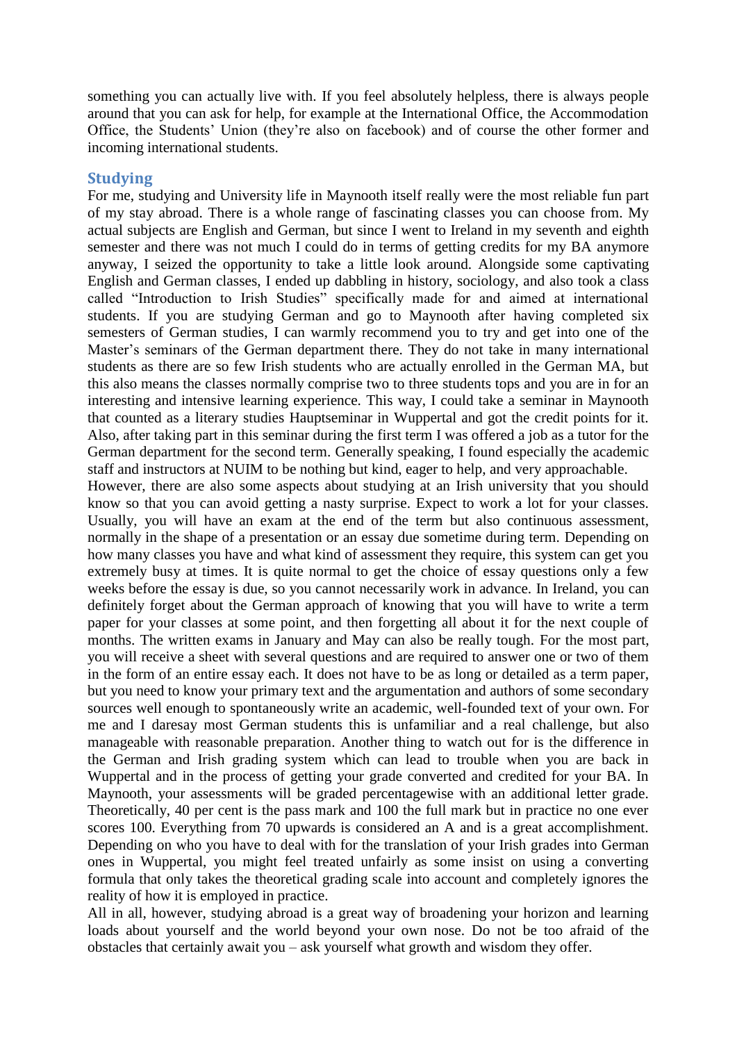something you can actually live with. If you feel absolutely helpless, there is always people around that you can ask for help, for example at the International Office, the Accommodation Office, the Students' Union (they're also on facebook) and of course the other former and incoming international students.

## Studying

For me, studying and University life in Maynooth itself really were the most reliable fun part of my stay abroad. There is a whole range of fascinating classes you can choose from. My actual subjects are English and German, but since I went to Ireland in my seventh and eighth semester and there was not much I could do in terms of getting credits for my BA anymore anyway, I seized the opportunity to take a little look around. Alongside some captivating English and German classes, I ended up dabbling in history, sociology, and also took a class called "Introduction to Irish Studies" specifically made for and aimed at international students. If you are studying German and go to Maynooth after having completed six semesters of German studies, I can warmly recommend you to try and get into one of the Master's seminars of the German department there. They do not take in many international students as there are so few Irish students who are actually enrolled in the German MA, but this also means the classes normally comprise two to three students tops and you are in for an interesting and intensive learning experience. This way, I could take a seminar in Maynooth that counted as a literary studies Hauptseminar in Wuppertal and got the credit points for it. Also, after taking part in this seminar during the first term I was offered a job as a tutor for the German department for the second term. Generally speaking, I found especially the academic staff and instructors at NUIM to be nothing but kind, eager to help, and very approachable.

However, there are also some aspects about studying at an Irish university that you should know so that you can avoid getting a nasty surprise. Expect to work a lot for your classes. Usually, you will have an exam at the end of the term but also continuous assessment, normally in the shape of a presentation or an essay due sometime during term. Depending on how many classes you have and what kind of assessment they require, this system can get you extremely busy at times. It is quite normal to get the choice of essay questions only a few weeks before the essay is due, so you cannot necessarily work in advance. In Ireland, you can definitely forget about the German approach of knowing that you will have to write a term paper for your classes at some point, and then forgetting all about it for the next couple of months. The written exams in January and May can also be really tough. For the most part, you will receive a sheet with several questions and are required to answer one or two of them in the form of an entire essay each. It does not have to be as long or detailed as a term paper, but you need to know your primary text and the argumentation and authors of some secondary sources well enough to spontaneously write an academic, well-founded text of your own. For me and I daresay most German students this is unfamiliar and a real challenge, but also manageable with reasonable preparation. Another thing to watch out for is the difference in the German and Irish grading system which can lead to trouble when you are back in Wuppertal and in the process of getting your grade converted and credited for your BA. In Maynooth, your assessments will be graded percentagewise with an additional letter grade. Theoretically, 40 per cent is the pass mark and 100 the full mark but in practice no one ever scores 100. Everything from 70 upwards is considered an A and is a great accomplishment. Depending on who you have to deal with for the translation of your Irish grades into German ones in Wuppertal, you might feel treated unfairly as some insist on using a converting formula that only takes the theoretical grading scale into account and completely ignores the reality of how it is employed in practice.

All in all, however, studying abroad is a great way of broadening your horizon and learning loads about yourself and the world beyond your own nose. Do not be too afraid of the obstacles that certainly await you – ask yourself what growth and wisdom they offer.